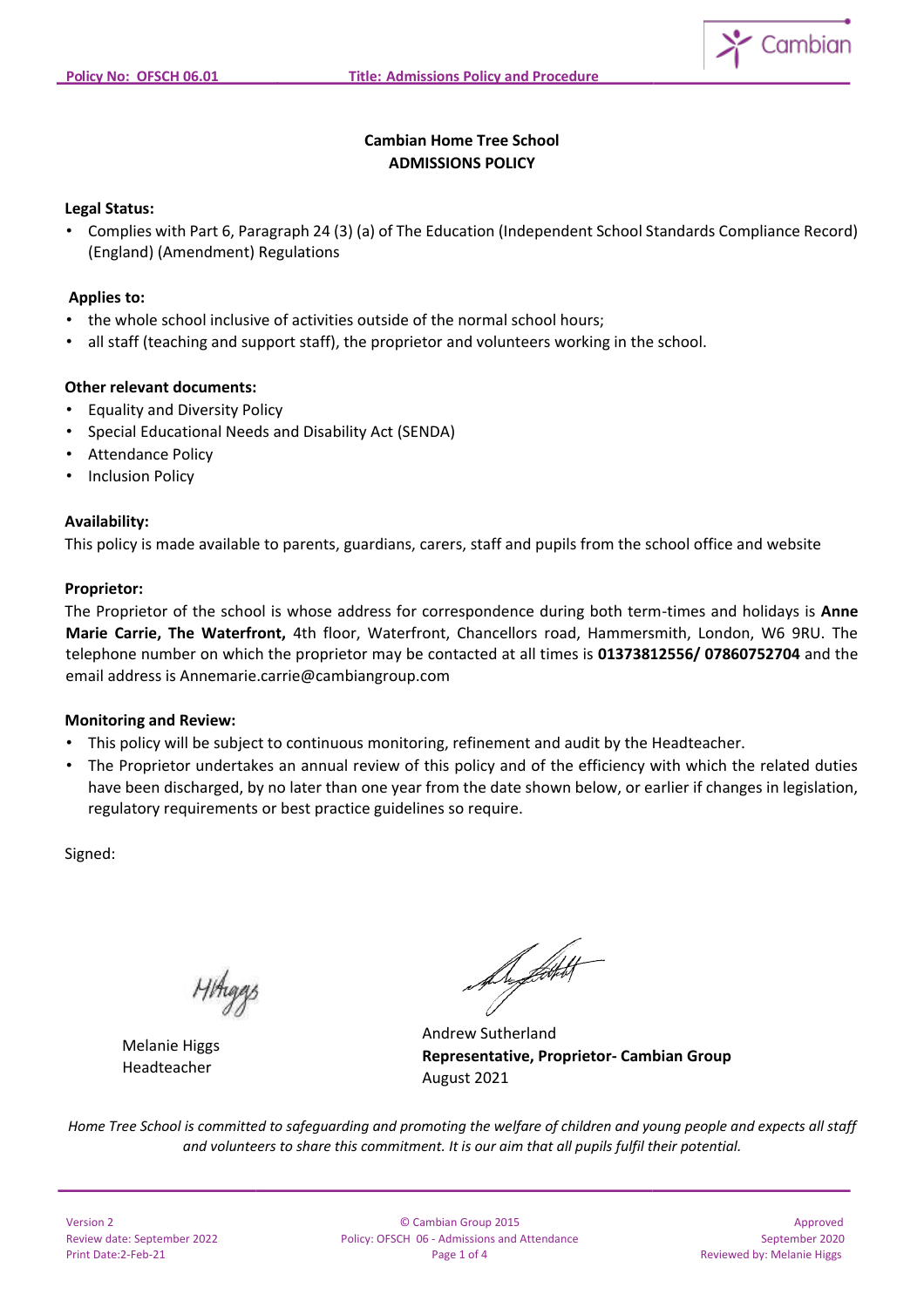**Cambian Home Tree School**
**ADMISSIONS POLICY**

**Legal Status:**

- Complies with Part 6, Paragraph 24 (3) (a) of The Education (Independent School Standards Compliance Record) (England) (Amendment) Regulations

**Applies to:**

- the whole school inclusive of activities outside of the normal school hours;
- all staff (teaching and support staff), the proprietor and volunteers working in the school.

**Other relevant documents:**

- Equality and Diversity Policy
- Special Educational Needs and Disability Act (SENDA)
- Attendance Policy
- Inclusion Policy

**Availability:**

This policy is made available to parents, guardians, carers, staff and pupils from the school office and website

**Proprietor:**

The Proprietor of the school is whose address for correspondence during both term-times and holidays is **Anne Marie Carrie, The Waterfront,** 4th floor, Waterfront, Chancellors road, Hammersmith, London, W6 9RU. The telephone number on which the proprietor may be contacted at all times is **01373812556/ 07860752704** and the email address is Annemarie.carrie@cambiangroup.com

**Monitoring and Review:**

- This policy will be subject to continuous monitoring, refinement and audit by the Headteacher.
- The Proprietor undertakes an annual review of this policy and of the efficiency with which the related duties have been discharged, by no later than one year from the date shown below, or earlier if changes in legislation, regulatory requirements or best practice guidelines so require.

Signed:

Melanie Higgs
Headteacher

Andrew Sutherland
**Representative, Proprietor- Cambian Group**
August 2021

*Home Tree School is committed to safeguarding and promoting the welfare of children and young people and expects all staff and volunteers to share this commitment. It is our aim that all pupils fulfil their potential.*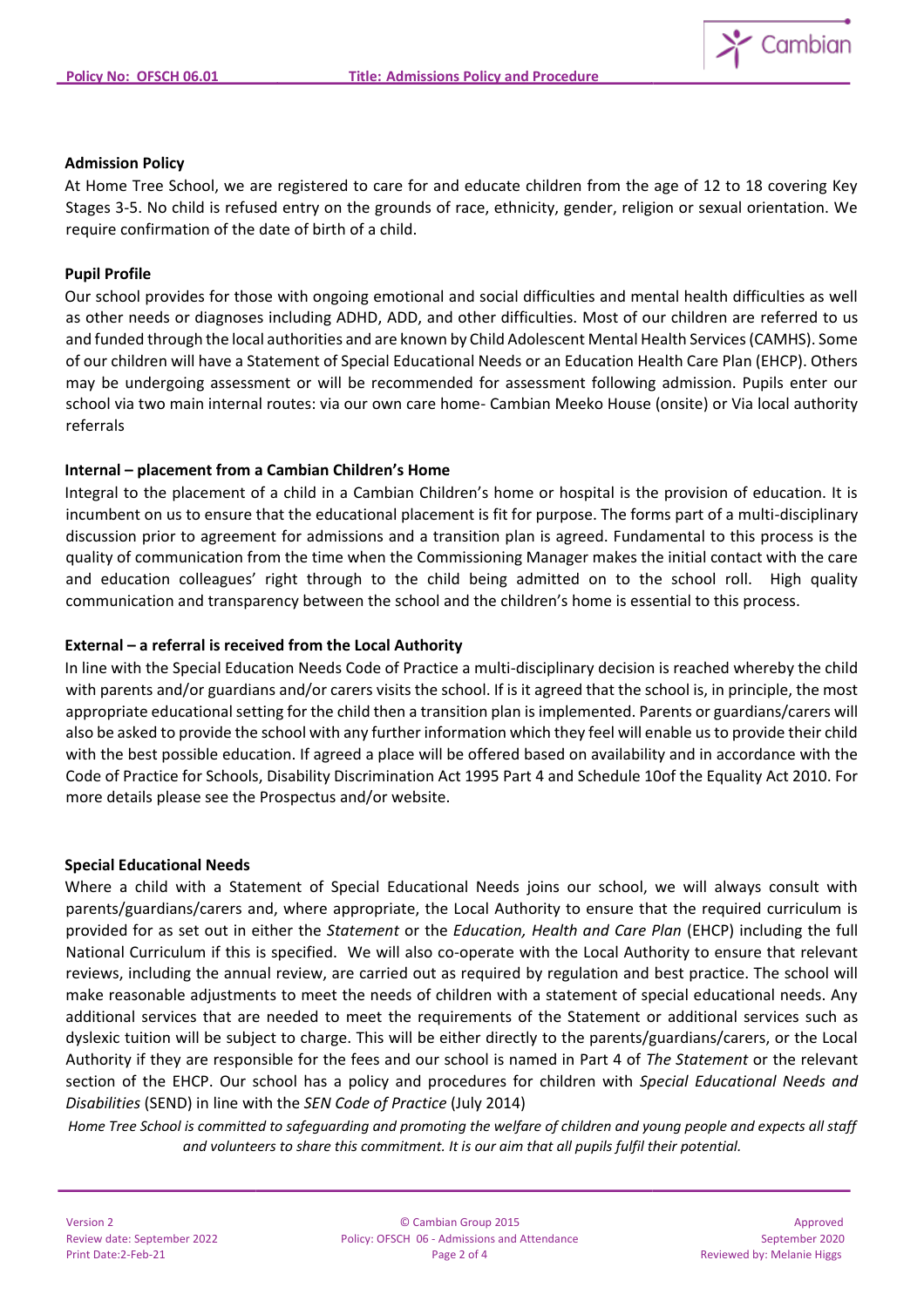**Admission Policy**

At Home Tree School, we are registered to care for and educate children from the age of 12 to 18 covering Key Stages 3-5. No child is refused entry on the grounds of race, ethnicity, gender, religion or sexual orientation. We require confirmation of the date of birth of a child.

**Pupil Profile**

Our school provides for those with ongoing emotional and social difficulties and mental health difficulties as well as other needs or diagnoses including ADHD, ADD, and other difficulties. Most of our children are referred to us and funded through the local authorities and are known by Child Adolescent Mental Health Services (CAMHS). Some of our children will have a Statement of Special Educational Needs or an Education Health Care Plan (EHCP). Others may be undergoing assessment or will be recommended for assessment following admission. Pupils enter our school via two main internal routes: via our own care home- Cambian Meeko House (onsite) or Via local authority referrals

**Internal – placement from a Cambian Children's Home**

Integral to the placement of a child in a Cambian Children's home or hospital is the provision of education. It is incumbent on us to ensure that the educational placement is fit for purpose. The forms part of a multi-disciplinary discussion prior to agreement for admissions and a transition plan is agreed. Fundamental to this process is the quality of communication from the time when the Commissioning Manager makes the initial contact with the care and education colleagues' right through to the child being admitted on to the school roll. High quality communication and transparency between the school and the children's home is essential to this process.

**External – a referral is received from the Local Authority**

In line with the Special Education Needs Code of Practice a multi-disciplinary decision is reached whereby the child with parents and/or guardians and/or carers visits the school. If is it agreed that the school is, in principle, the most appropriate educational setting for the child then a transition plan is implemented. Parents or guardians/carers will also be asked to provide the school with any further information which they feel will enable us to provide their child with the best possible education. If agreed a place will be offered based on availability and in accordance with the Code of Practice for Schools, Disability Discrimination Act 1995 Part 4 and Schedule 10of the Equality Act 2010. For more details please see the Prospectus and/or website.

**Special Educational Needs**

Where a child with a Statement of Special Educational Needs joins our school, we will always consult with parents/guardians/carers and, where appropriate, the Local Authority to ensure that the required curriculum is provided for as set out in either the *Statement* or the *Education, Health and Care Plan* (EHCP) including the full National Curriculum if this is specified. We will also co-operate with the Local Authority to ensure that relevant reviews, including the annual review, are carried out as required by regulation and best practice. The school will make reasonable adjustments to meet the needs of children with a statement of special educational needs. Any additional services that are needed to meet the requirements of the Statement or additional services such as dyslexic tuition will be subject to charge. This will be either directly to the parents/guardians/carers, or the Local Authority if they are responsible for the fees and our school is named in Part 4 of *The Statement* or the relevant section of the EHCP. Our school has a policy and procedures for children with *Special Educational Needs and Disabilities* (SEND) in line with the *SEN Code of Practice* (July 2014)

*Home Tree School is committed to safeguarding and promoting the welfare of children and young people and expects all staff and volunteers to share this commitment. It is our aim that all pupils fulfil their potential.*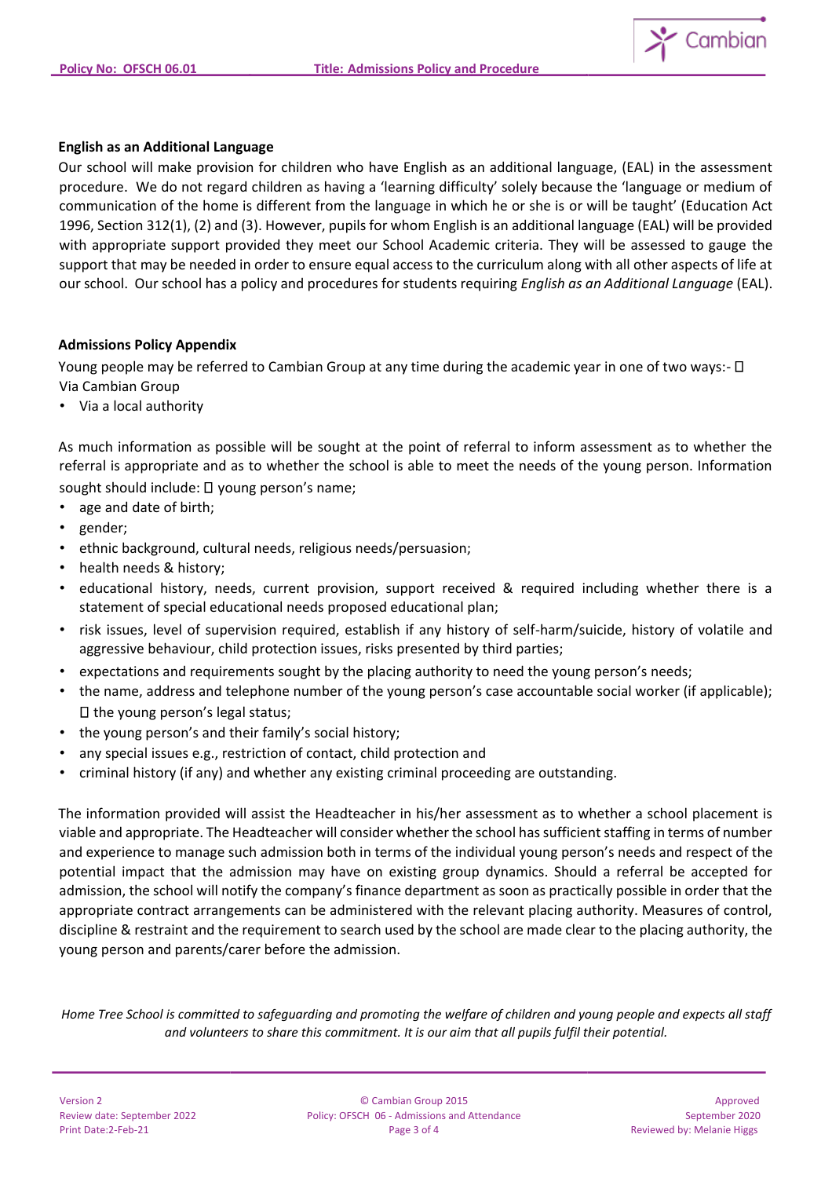**English as an Additional Language**

Our school will make provision for children who have English as an additional language, (EAL) in the assessment procedure. We do not regard children as having a 'learning difficulty' solely because the 'language or medium of communication of the home is different from the language in which he or she is or will be taught' (Education Act 1996, Section 312(1), (2) and (3). However, pupils for whom English is an additional language (EAL) will be provided with appropriate support provided they meet our School Academic criteria. They will be assessed to gauge the support that may be needed in order to ensure equal access to the curriculum along with all other aspects of life at our school. Our school has a policy and procedures for students requiring *English as an Additional Language* (EAL).

**Admissions Policy Appendix**

Young people may be referred to Cambian Group at any time during the academic year in one of two ways:- 
Via Cambian Group

- Via a local authority

As much information as possible will be sought at the point of referral to inform assessment as to whether the referral is appropriate and as to whether the school is able to meet the needs of the young person. Information sought should include:  young person's name;

- age and date of birth;
- gender;
- ethnic background, cultural needs, religious needs/persuasion;
- health needs & history;
- educational history, needs, current provision, support received & required including whether there is a statement of special educational needs proposed educational plan;
- risk issues, level of supervision required, establish if any history of self-harm/suicide, history of volatile and aggressive behaviour, child protection issues, risks presented by third parties;
- expectations and requirements sought by the placing authority to need the young person's needs;
- the name, address and telephone number of the young person's case accountable social worker (if applicable);  the young person's legal status;
- the young person's and their family's social history;
- any special issues e.g., restriction of contact, child protection and
- criminal history (if any) and whether any existing criminal proceeding are outstanding.

The information provided will assist the Headteacher in his/her assessment as to whether a school placement is viable and appropriate. The Headteacher will consider whether the school has sufficient staffing in terms of number and experience to manage such admission both in terms of the individual young person's needs and respect of the potential impact that the admission may have on existing group dynamics. Should a referral be accepted for admission, the school will notify the company's finance department as soon as practically possible in order that the appropriate contract arrangements can be administered with the relevant placing authority. Measures of control, discipline & restraint and the requirement to search used by the school are made clear to the placing authority, the young person and parents/carer before the admission.

*Home Tree School is committed to safeguarding and promoting the welfare of children and young people and expects all staff and volunteers to share this commitment. It is our aim that all pupils fulfil their potential.*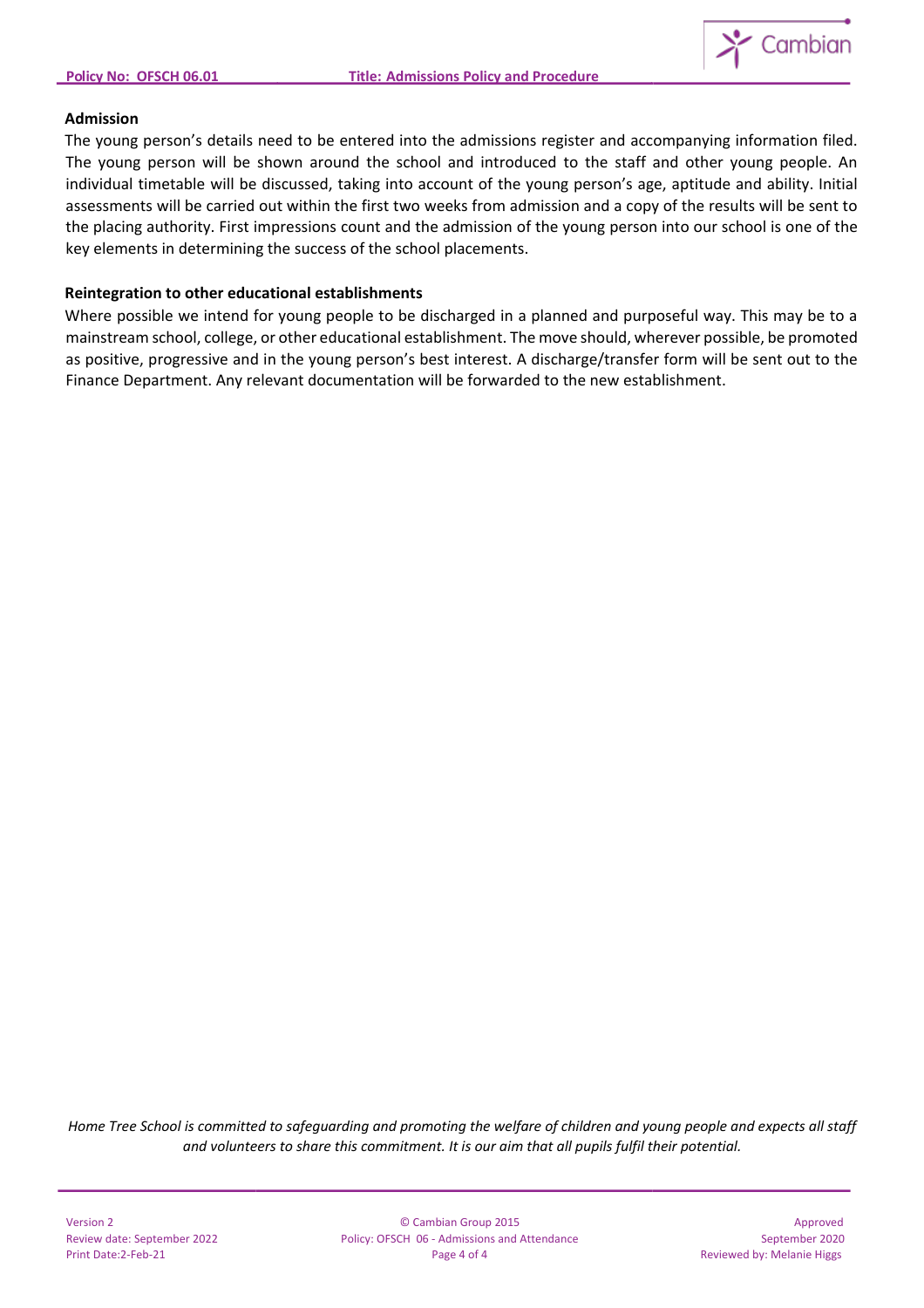**Admission**

The young person's details need to be entered into the admissions register and accompanying information filed. The young person will be shown around the school and introduced to the staff and other young people. An individual timetable will be discussed, taking into account of the young person's age, aptitude and ability. Initial assessments will be carried out within the first two weeks from admission and a copy of the results will be sent to the placing authority. First impressions count and the admission of the young person into our school is one of the key elements in determining the success of the school placements.

**Reintegration to other educational establishments**

Where possible we intend for young people to be discharged in a planned and purposeful way. This may be to a mainstream school, college, or other educational establishment. The move should, wherever possible, be promoted as positive, progressive and in the young person's best interest. A discharge/transfer form will be sent out to the Finance Department. Any relevant documentation will be forwarded to the new establishment.